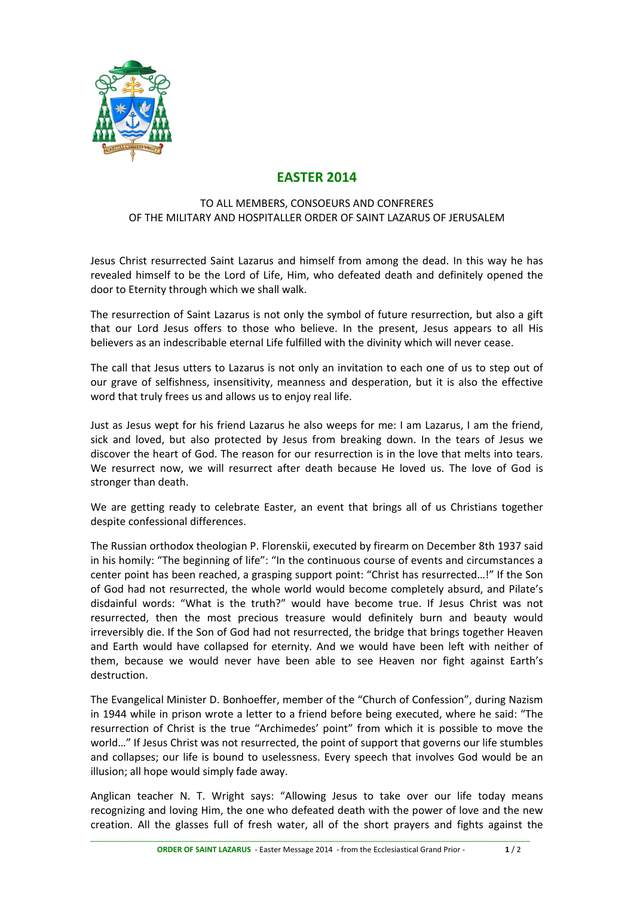# EASTER 2014

TO ALL MEMBERS, CONSOEURS AND CONFRERES
OF THE MILITARY AND HOSPITALLER ORDER OF SAINT LAZARUS OF JERUSALEM

Jesus Christ resurrected Saint Lazarus and himself from among the dead. In this way he has revealed himself to be the Lord of Life, Him, who defeated death and definitely opened the door to Eternity through which we shall walk.

The resurrection of Saint Lazarus is not only the symbol of future resurrection, but also a gift that our Lord Jesus offers to those who believe. In the present, Jesus appears to all His believers as an indescribable eternal Life fulfilled with the divinity which will never cease.

The call that Jesus utters to Lazarus is not only an invitation to each one of us to step out of our grave of selfishness, insensitivity, meanness and desperation, but it is also the effective word that truly frees us and allows us to enjoy real life.

Just as Jesus wept for his friend Lazarus he also weeps for me: I am Lazarus, I am the friend, sick and loved, but also protected by Jesus from breaking down. In the tears of Jesus we discover the heart of God. The reason for our resurrection is in the love that melts into tears. We resurrect now, we will resurrect after death because He loved us. The love of God is stronger than death.

We are getting ready to celebrate Easter, an event that brings all of us Christians together despite confessional differences.

The Russian orthodox theologian P. Florenskii, executed by firearm on December 8th 1937 said in his homily: "The beginning of life": "In the continuous course of events and circumstances a center point has been reached, a grasping support point: "Christ has resurrected…!" If the Son of God had not resurrected, the whole world would become completely absurd, and Pilate's disdainful words: "What is the truth?" would have become true. If Jesus Christ was not resurrected, then the most precious treasure would definitely burn and beauty would irreversibly die. If the Son of God had not resurrected, the bridge that brings together Heaven and Earth would have collapsed for eternity. And we would have been left with neither of them, because we would never have been able to see Heaven nor fight against Earth's destruction.

The Evangelical Minister D. Bonhoeffer, member of the "Church of Confession", during Nazism in 1944 while in prison wrote a letter to a friend before being executed, where he said: "The resurrection of Christ is the true "Archimedes' point" from which it is possible to move the world…" If Jesus Christ was not resurrected, the point of support that governs our life stumbles and collapses; our life is bound to uselessness. Every speech that involves God would be an illusion; all hope would simply fade away.

Anglican teacher N. T. Wright says: "Allowing Jesus to take over our life today means recognizing and loving Him, the one who defeated death with the power of love and the new creation. All the glasses full of fresh water, all of the short prayers and fights against the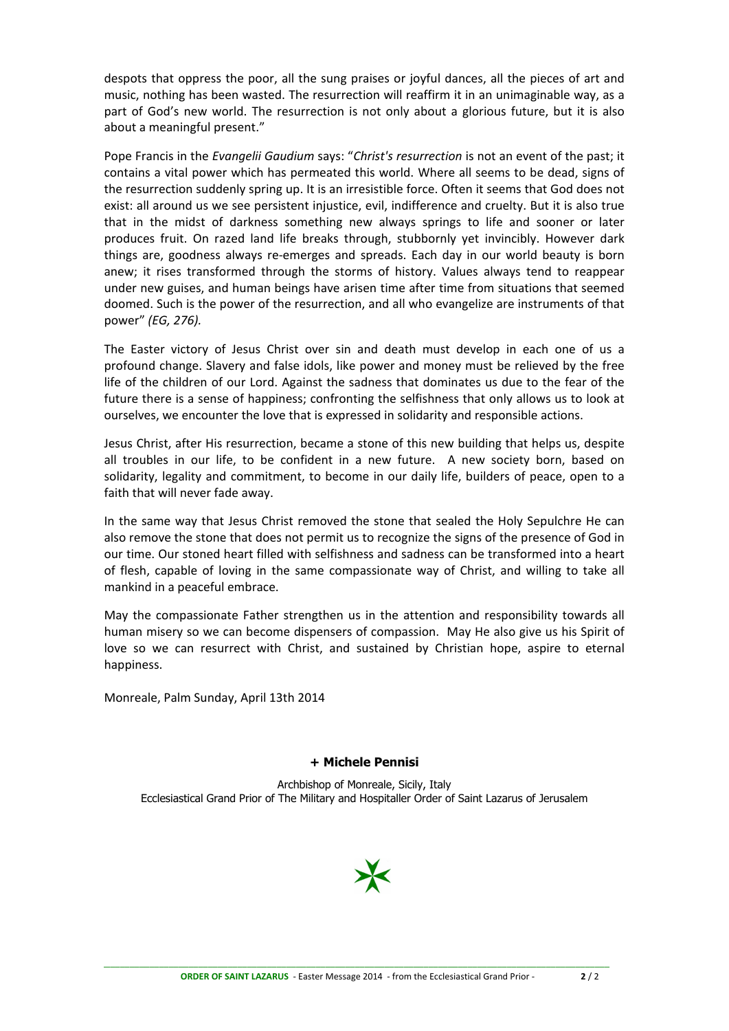despots that oppress the poor, all the sung praises or joyful dances, all the pieces of art and music, nothing has been wasted. The resurrection will reaffirm it in an unimaginable way, as a part of God's new world. The resurrection is not only about a glorious future, but it is also about a meaningful present."

Pope Francis in the *Evangelii Gaudium* says: "*Christ's resurrection* is not an event of the past; it contains a vital power which has permeated this world. Where all seems to be dead, signs of the resurrection suddenly spring up. It is an irresistible force. Often it seems that God does not exist: all around us we see persistent injustice, evil, indifference and cruelty. But it is also true that in the midst of darkness something new always springs to life and sooner or later produces fruit. On razed land life breaks through, stubbornly yet invincibly. However dark things are, goodness always re-emerges and spreads. Each day in our world beauty is born anew; it rises transformed through the storms of history. Values always tend to reappear under new guises, and human beings have arisen time after time from situations that seemed doomed. Such is the power of the resurrection, and all who evangelize are instruments of that power" *(EG, 276).*

The Easter victory of Jesus Christ over sin and death must develop in each one of us a profound change. Slavery and false idols, like power and money must be relieved by the free life of the children of our Lord. Against the sadness that dominates us due to the fear of the future there is a sense of happiness; confronting the selfishness that only allows us to look at ourselves, we encounter the love that is expressed in solidarity and responsible actions.

Jesus Christ, after His resurrection, became a stone of this new building that helps us, despite all troubles in our life, to be confident in a new future. A new society born, based on solidarity, legality and commitment, to become in our daily life, builders of peace, open to a faith that will never fade away.

In the same way that Jesus Christ removed the stone that sealed the Holy Sepulchre He can also remove the stone that does not permit us to recognize the signs of the presence of God in our time. Our stoned heart filled with selfishness and sadness can be transformed into a heart of flesh, capable of loving in the same compassionate way of Christ, and willing to take all mankind in a peaceful embrace.

May the compassionate Father strengthen us in the attention and responsibility towards all human misery so we can become dispensers of compassion. May He also give us his Spirit of love so we can resurrect with Christ, and sustained by Christian hope, aspire to eternal happiness.

Monreale, Palm Sunday, April 13th 2014

**+ Michele Pennisi**

Archbishop of Monreale, Sicily, Italy
Ecclesiastical Grand Prior of The Military and Hospitaller Order of Saint Lazarus of Jerusalem